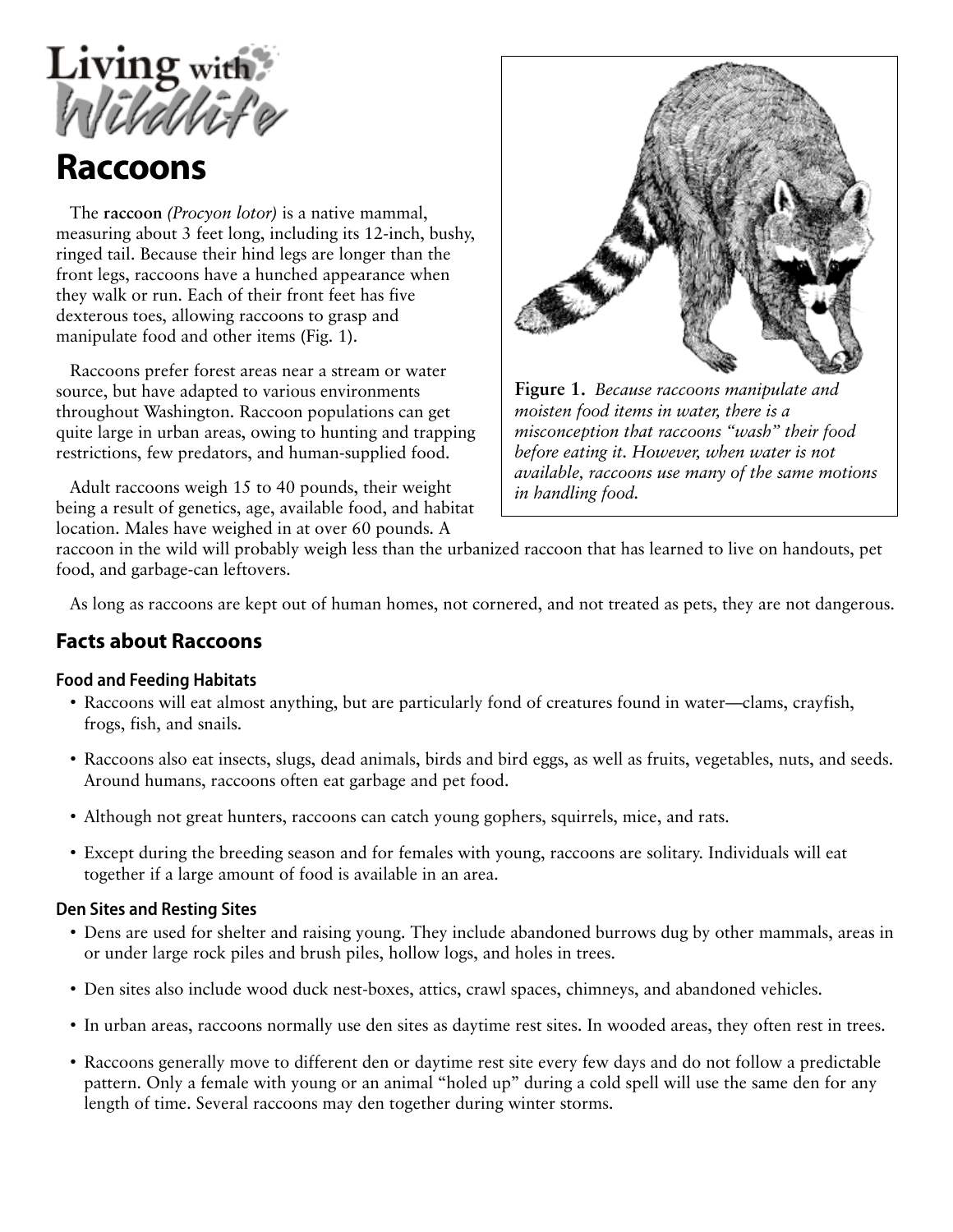Living with Wildlife

# Raccoons

The **raccoon** *(Procyon lotor)* is a native mammal, measuring about 3 feet long, including its 12-inch, bushy, ringed tail. Because their hind legs are longer than the front legs, raccoons have a hunched appearance when they walk or run. Each of their front feet has five dexterous toes, allowing raccoons to grasp and manipulate food and other items (Fig. 1).

Raccoons prefer forest areas near a stream or water source, but have adapted to various environments throughout Washington. Raccoon populations can get quite large in urban areas, owing to hunting and trapping restrictions, few predators, and human-supplied food.

Adult raccoons weigh 15 to 40 pounds, their weight being a result of genetics, age, available food, and habitat location. Males have weighed in at over 60 pounds. A raccoon in the wild will probably weigh less than the urbanized raccoon that has learned to live on handouts, pet food, and garbage-can leftovers.

**Figure 1.** *Because raccoons manipulate and moisten food items in water, there is a misconception that raccoons "wash" their food before eating it. However, when water is not available, raccoons use many of the same motions in handling food.*

As long as raccoons are kept out of human homes, not cornered, and not treated as pets, they are not dangerous.

## Facts about Raccoons

### Food and Feeding Habitats

- Raccoons will eat almost anything, but are particularly fond of creatures found in water—clams, crayfish, frogs, fish, and snails.
- Raccoons also eat insects, slugs, dead animals, birds and bird eggs, as well as fruits, vegetables, nuts, and seeds. Around humans, raccoons often eat garbage and pet food.
- Although not great hunters, raccoons can catch young gophers, squirrels, mice, and rats.
- Except during the breeding season and for females with young, raccoons are solitary. Individuals will eat together if a large amount of food is available in an area.

### Den Sites and Resting Sites

- Dens are used for shelter and raising young. They include abandoned burrows dug by other mammals, areas in or under large rock piles and brush piles, hollow logs, and holes in trees.
- Den sites also include wood duck nest-boxes, attics, crawl spaces, chimneys, and abandoned vehicles.
- In urban areas, raccoons normally use den sites as daytime rest sites. In wooded areas, they often rest in trees.
- Raccoons generally move to different den or daytime rest site every few days and do not follow a predictable pattern. Only a female with young or an animal "holed up" during a cold spell will use the same den for any length of time. Several raccoons may den together during winter storms.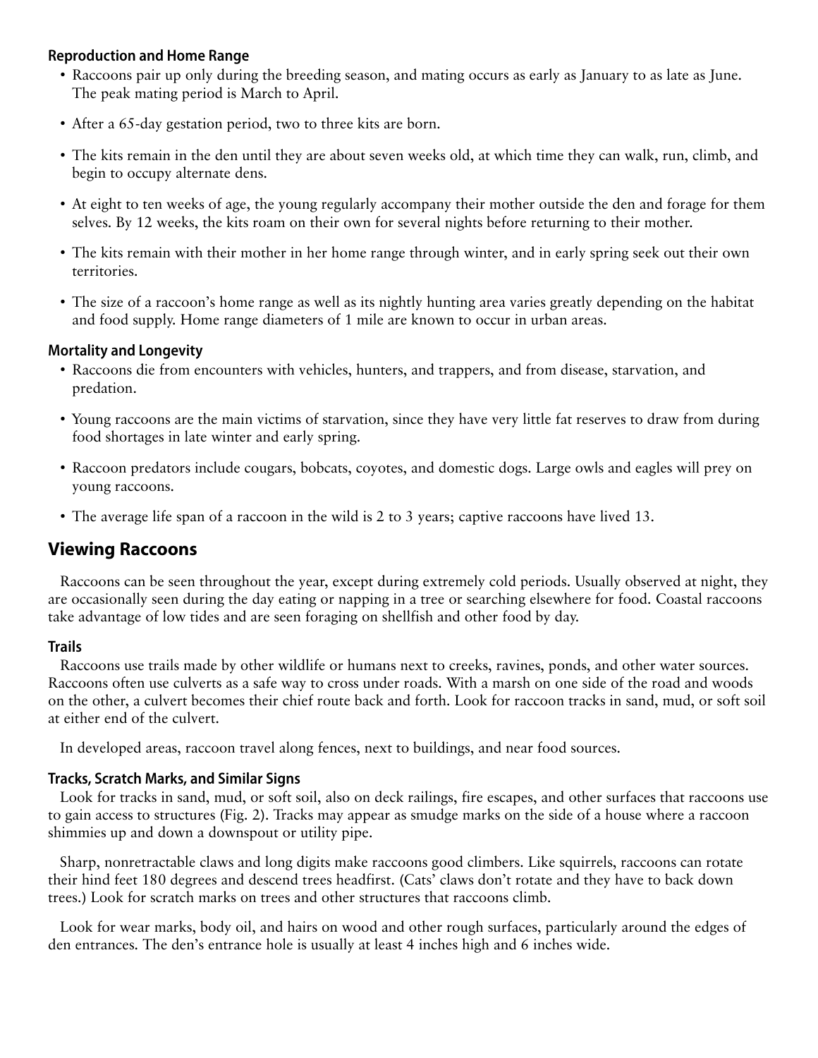### Reproduction and Home Range

- Raccoons pair up only during the breeding season, and mating occurs as early as January to as late as June. The peak mating period is March to April.
- After a 65-day gestation period, two to three kits are born.
- The kits remain in the den until they are about seven weeks old, at which time they can walk, run, climb, and begin to occupy alternate dens.
- At eight to ten weeks of age, the young regularly accompany their mother outside the den and forage for them selves. By 12 weeks, the kits roam on their own for several nights before returning to their mother.
- The kits remain with their mother in her home range through winter, and in early spring seek out their own territories.
- The size of a raccoon's home range as well as its nightly hunting area varies greatly depending on the habitat and food supply. Home range diameters of 1 mile are known to occur in urban areas.

### Mortality and Longevity

- Raccoons die from encounters with vehicles, hunters, and trappers, and from disease, starvation, and predation.
- Young raccoons are the main victims of starvation, since they have very little fat reserves to draw from during food shortages in late winter and early spring.
- Raccoon predators include cougars, bobcats, coyotes, and domestic dogs. Large owls and eagles will prey on young raccoons.
- The average life span of a raccoon in the wild is 2 to 3 years; captive raccoons have lived 13.

## Viewing Raccoons

Raccoons can be seen throughout the year, except during extremely cold periods. Usually observed at night, they are occasionally seen during the day eating or napping in a tree or searching elsewhere for food. Coastal raccoons take advantage of low tides and are seen foraging on shellfish and other food by day.

### Trails

Raccoons use trails made by other wildlife or humans next to creeks, ravines, ponds, and other water sources. Raccoons often use culverts as a safe way to cross under roads. With a marsh on one side of the road and woods on the other, a culvert becomes their chief route back and forth. Look for raccoon tracks in sand, mud, or soft soil at either end of the culvert.

In developed areas, raccoon travel along fences, next to buildings, and near food sources.

### Tracks, Scratch Marks, and Similar Signs

Look for tracks in sand, mud, or soft soil, also on deck railings, fire escapes, and other surfaces that raccoons use to gain access to structures (Fig. 2). Tracks may appear as smudge marks on the side of a house where a raccoon shimmies up and down a downspout or utility pipe.

Sharp, nonretractable claws and long digits make raccoons good climbers. Like squirrels, raccoons can rotate their hind feet 180 degrees and descend trees headfirst. (Cats' claws don't rotate and they have to back down trees.) Look for scratch marks on trees and other structures that raccoons climb.

Look for wear marks, body oil, and hairs on wood and other rough surfaces, particularly around the edges of den entrances. The den's entrance hole is usually at least 4 inches high and 6 inches wide.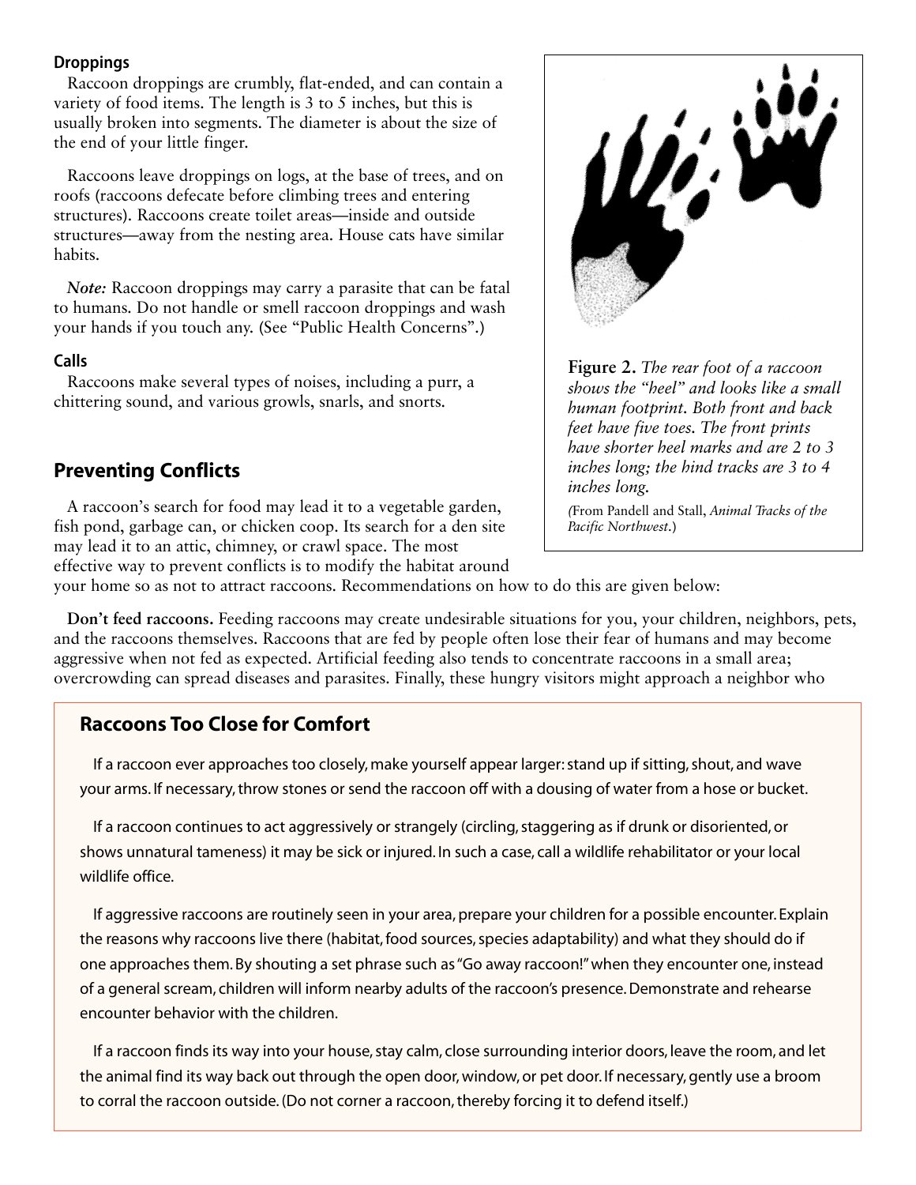### Droppings

Raccoon droppings are crumbly, flat-ended, and can contain a variety of food items. The length is 3 to 5 inches, but this is usually broken into segments. The diameter is about the size of the end of your little finger.

Raccoons leave droppings on logs, at the base of trees, and on roofs (raccoons defecate before climbing trees and entering structures). Raccoons create toilet areas—inside and outside structures—away from the nesting area. House cats have similar habits.

***Note:*** Raccoon droppings may carry a parasite that can be fatal to humans. Do not handle or smell raccoon droppings and wash your hands if you touch any. (See "Public Health Concerns".)

### Calls

Raccoons make several types of noises, including a purr, a chittering sound, and various growls, snarls, and snorts.

**Figure 2.** *The rear foot of a raccoon shows the "heel" and looks like a small human footprint. Both front and back feet have five toes. The front prints have shorter heel marks and are 2 to 3 inches long; the hind tracks are 3 to 4 inches long.*

(From Pandell and Stall, *Animal Tracks of the Pacific Northwest*.)

## Preventing Conflicts

A raccoon's search for food may lead it to a vegetable garden, fish pond, garbage can, or chicken coop. Its search for a den site may lead it to an attic, chimney, or crawl space. The most effective way to prevent conflicts is to modify the habitat around your home so as not to attract raccoons. Recommendations on how to do this are given below:

**Don't feed raccoons.** Feeding raccoons may create undesirable situations for you, your children, neighbors, pets, and the raccoons themselves. Raccoons that are fed by people often lose their fear of humans and may become aggressive when not fed as expected. Artificial feeding also tends to concentrate raccoons in a small area; overcrowding can spread diseases and parasites. Finally, these hungry visitors might approach a neighbor who

### Raccoons Too Close for Comfort

If a raccoon ever approaches too closely, make yourself appear larger: stand up if sitting, shout, and wave your arms. If necessary, throw stones or send the raccoon off with a dousing of water from a hose or bucket.

If a raccoon continues to act aggressively or strangely (circling, staggering as if drunk or disoriented, or shows unnatural tameness) it may be sick or injured. In such a case, call a wildlife rehabilitator or your local wildlife office.

If aggressive raccoons are routinely seen in your area, prepare your children for a possible encounter. Explain the reasons why raccoons live there (habitat, food sources, species adaptability) and what they should do if one approaches them. By shouting a set phrase such as "Go away raccoon!" when they encounter one, instead of a general scream, children will inform nearby adults of the raccoon's presence. Demonstrate and rehearse encounter behavior with the children.

If a raccoon finds its way into your house, stay calm, close surrounding interior doors, leave the room, and let the animal find its way back out through the open door, window, or pet door. If necessary, gently use a broom to corral the raccoon outside. (Do not corner a raccoon, thereby forcing it to defend itself.)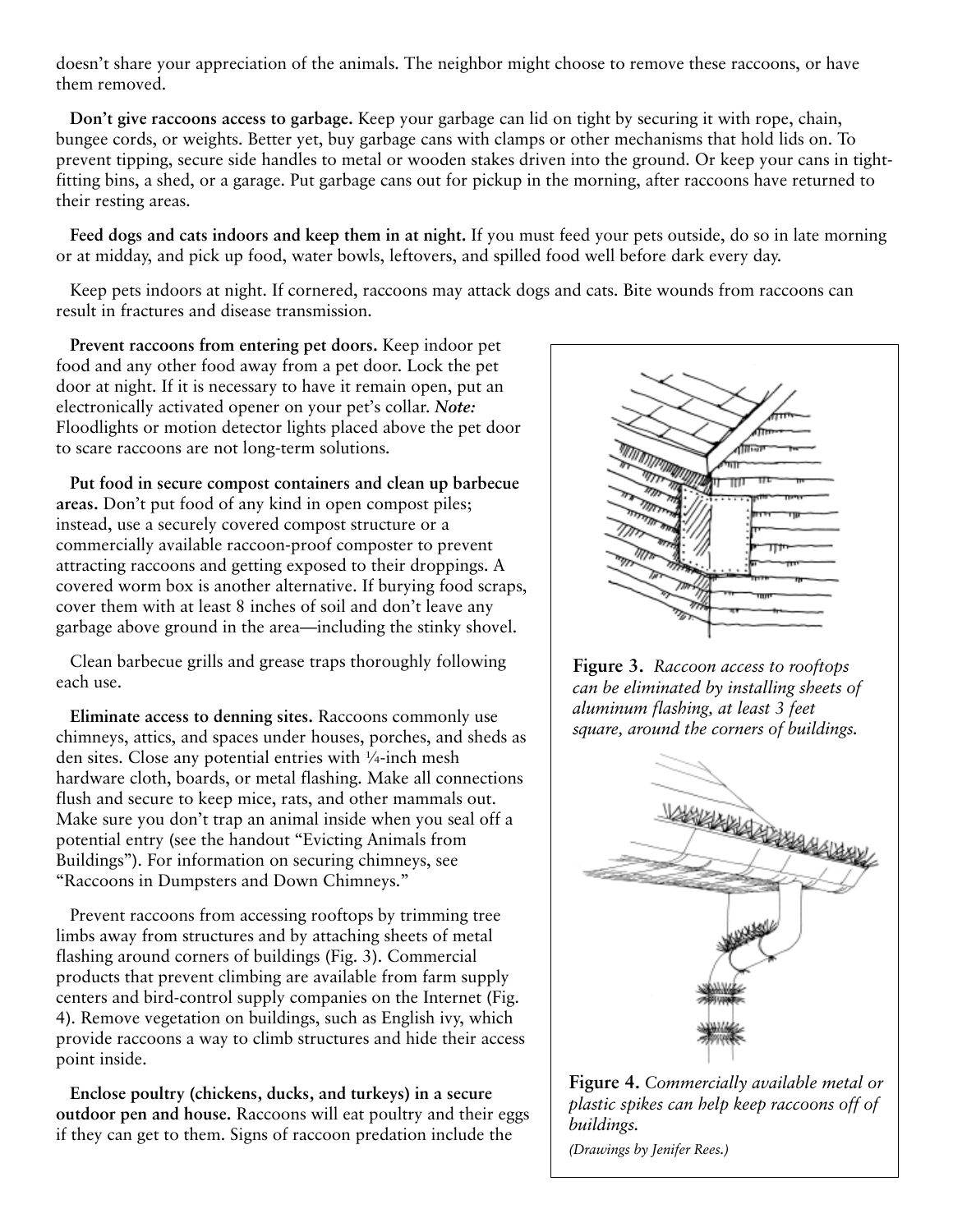doesn't share your appreciation of the animals. The neighbor might choose to remove these raccoons, or have them removed.

**Don't give raccoons access to garbage.** Keep your garbage can lid on tight by securing it with rope, chain, bungee cords, or weights. Better yet, buy garbage cans with clamps or other mechanisms that hold lids on. To prevent tipping, secure side handles to metal or wooden stakes driven into the ground. Or keep your cans in tight-fitting bins, a shed, or a garage. Put garbage cans out for pickup in the morning, after raccoons have returned to their resting areas.

**Feed dogs and cats indoors and keep them in at night.** If you must feed your pets outside, do so in late morning or at midday, and pick up food, water bowls, leftovers, and spilled food well before dark every day.

Keep pets indoors at night. If cornered, raccoons may attack dogs and cats. Bite wounds from raccoons can result in fractures and disease transmission.

**Prevent raccoons from entering pet doors.** Keep indoor pet food and any other food away from a pet door. Lock the pet door at night. If it is necessary to have it remain open, put an electronically activated opener on your pet's collar. ***Note:*** Floodlights or motion detector lights placed above the pet door to scare raccoons are not long-term solutions.

**Put food in secure compost containers and clean up barbecue areas.** Don't put food of any kind in open compost piles; instead, use a securely covered compost structure or a commercially available raccoon-proof composter to prevent attracting raccoons and getting exposed to their droppings. A covered worm box is another alternative. If burying food scraps, cover them with at least 8 inches of soil and don't leave any garbage above ground in the area—including the stinky shovel.

Clean barbecue grills and grease traps thoroughly following each use.

**Eliminate access to denning sites.** Raccoons commonly use chimneys, attics, and spaces under houses, porches, and sheds as den sites. Close any potential entries with ¼-inch mesh hardware cloth, boards, or metal flashing. Make all connections flush and secure to keep mice, rats, and other mammals out. Make sure you don't trap an animal inside when you seal off a potential entry (see the handout "Evicting Animals from Buildings"). For information on securing chimneys, see "Raccoons in Dumpsters and Down Chimneys."

Prevent raccoons from accessing rooftops by trimming tree limbs away from structures and by attaching sheets of metal flashing around corners of buildings (Fig. 3). Commercial products that prevent climbing are available from farm supply centers and bird-control supply companies on the Internet (Fig. 4). Remove vegetation on buildings, such as English ivy, which provide raccoons a way to climb structures and hide their access point inside.

**Enclose poultry (chickens, ducks, and turkeys) in a secure outdoor pen and house.** Raccoons will eat poultry and their eggs if they can get to them. Signs of raccoon predation include the

**Figure 3.** *Raccoon access to rooftops can be eliminated by installing sheets of aluminum flashing, at least 3 feet square, around the corners of buildings.*

**Figure 4.** *Commercially available metal or plastic spikes can help keep raccoons off of buildings.*

*(Drawings by Jenifer Rees.)*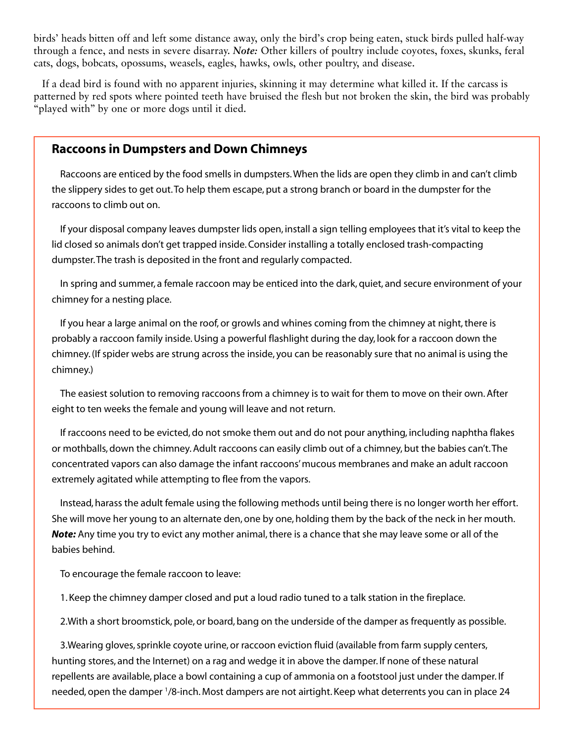birds' heads bitten off and left some distance away, only the bird's crop being eaten, stuck birds pulled half-way through a fence, and nests in severe disarray. ***Note:*** Other killers of poultry include coyotes, foxes, skunks, feral cats, dogs, bobcats, opossums, weasels, eagles, hawks, owls, other poultry, and disease.

If a dead bird is found with no apparent injuries, skinning it may determine what killed it. If the carcass is patterned by red spots where pointed teeth have bruised the flesh but not broken the skin, the bird was probably "played with" by one or more dogs until it died.

## Raccoons in Dumpsters and Down Chimneys

Raccoons are enticed by the food smells in dumpsters. When the lids are open they climb in and can't climb the slippery sides to get out. To help them escape, put a strong branch or board in the dumpster for the raccoons to climb out on.

If your disposal company leaves dumpster lids open, install a sign telling employees that it's vital to keep the lid closed so animals don't get trapped inside. Consider installing a totally enclosed trash-compacting dumpster. The trash is deposited in the front and regularly compacted.

In spring and summer, a female raccoon may be enticed into the dark, quiet, and secure environment of your chimney for a nesting place.

If you hear a large animal on the roof, or growls and whines coming from the chimney at night, there is probably a raccoon family inside. Using a powerful flashlight during the day, look for a raccoon down the chimney. (If spider webs are strung across the inside, you can be reasonably sure that no animal is using the chimney.)

The easiest solution to removing raccoons from a chimney is to wait for them to move on their own. After eight to ten weeks the female and young will leave and not return.

If raccoons need to be evicted, do not smoke them out and do not pour anything, including naphtha flakes or mothballs, down the chimney. Adult raccoons can easily climb out of a chimney, but the babies can't. The concentrated vapors can also damage the infant raccoons' mucous membranes and make an adult raccoon extremely agitated while attempting to flee from the vapors.

Instead, harass the adult female using the following methods until being there is no longer worth her effort. She will move her young to an alternate den, one by one, holding them by the back of the neck in her mouth. ***Note:*** Any time you try to evict any mother animal, there is a chance that she may leave some or all of the babies behind.

To encourage the female raccoon to leave:

1. Keep the chimney damper closed and put a loud radio tuned to a talk station in the fireplace.

2. With a short broomstick, pole, or board, bang on the underside of the damper as frequently as possible.

3. Wearing gloves, sprinkle coyote urine, or raccoon eviction fluid (available from farm supply centers, hunting stores, and the Internet) on a rag and wedge it in above the damper. If none of these natural repellents are available, place a bowl containing a cup of ammonia on a footstool just under the damper. If needed, open the damper 1/8-inch. Most dampers are not airtight. Keep what deterrents you can in place 24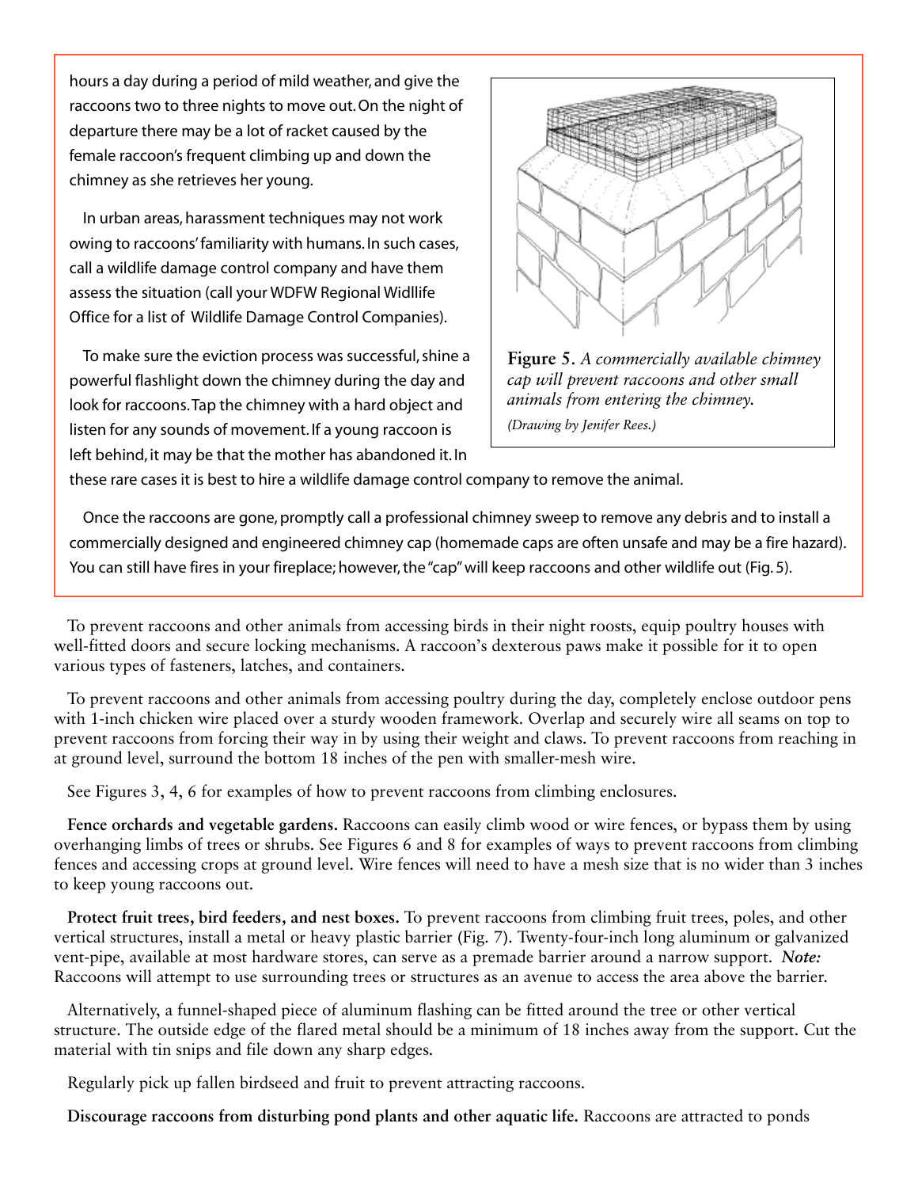hours a day during a period of mild weather, and give the raccoons two to three nights to move out. On the night of departure there may be a lot of racket caused by the female raccoon's frequent climbing up and down the chimney as she retrieves her young.

In urban areas, harassment techniques may not work owing to raccoons' familiarity with humans. In such cases, call a wildlife damage control company and have them assess the situation (call your WDFW Regional Widllife Office for a list of Wildlife Damage Control Companies).

To make sure the eviction process was successful, shine a powerful flashlight down the chimney during the day and look for raccoons. Tap the chimney with a hard object and listen for any sounds of movement. If a young raccoon is left behind, it may be that the mother has abandoned it. In these rare cases it is best to hire a wildlife damage control company to remove the animal.

**Figure 5.** *A commercially available chimney cap will prevent raccoons and other small animals from entering the chimney.*

*(Drawing by Jenifer Rees.)*

Once the raccoons are gone, promptly call a professional chimney sweep to remove any debris and to install a commercially designed and engineered chimney cap (homemade caps are often unsafe and may be a fire hazard). You can still have fires in your fireplace; however, the "cap" will keep raccoons and other wildlife out (Fig. 5).

To prevent raccoons and other animals from accessing birds in their night roosts, equip poultry houses with well-fitted doors and secure locking mechanisms. A raccoon's dexterous paws make it possible for it to open various types of fasteners, latches, and containers.

To prevent raccoons and other animals from accessing poultry during the day, completely enclose outdoor pens with 1-inch chicken wire placed over a sturdy wooden framework. Overlap and securely wire all seams on top to prevent raccoons from forcing their way in by using their weight and claws. To prevent raccoons from reaching in at ground level, surround the bottom 18 inches of the pen with smaller-mesh wire.

See Figures 3, 4, 6 for examples of how to prevent raccoons from climbing enclosures.

**Fence orchards and vegetable gardens.** Raccoons can easily climb wood or wire fences, or bypass them by using overhanging limbs of trees or shrubs. See Figures 6 and 8 for examples of ways to prevent raccoons from climbing fences and accessing crops at ground level. Wire fences will need to have a mesh size that is no wider than 3 inches to keep young raccoons out.

**Protect fruit trees, bird feeders, and nest boxes.** To prevent raccoons from climbing fruit trees, poles, and other vertical structures, install a metal or heavy plastic barrier (Fig. 7). Twenty-four-inch long aluminum or galvanized vent-pipe, available at most hardware stores, can serve as a premade barrier around a narrow support. ***Note:*** Raccoons will attempt to use surrounding trees or structures as an avenue to access the area above the barrier.

Alternatively, a funnel-shaped piece of aluminum flashing can be fitted around the tree or other vertical structure. The outside edge of the flared metal should be a minimum of 18 inches away from the support. Cut the material with tin snips and file down any sharp edges.

Regularly pick up fallen birdseed and fruit to prevent attracting raccoons.

**Discourage raccoons from disturbing pond plants and other aquatic life.** Raccoons are attracted to ponds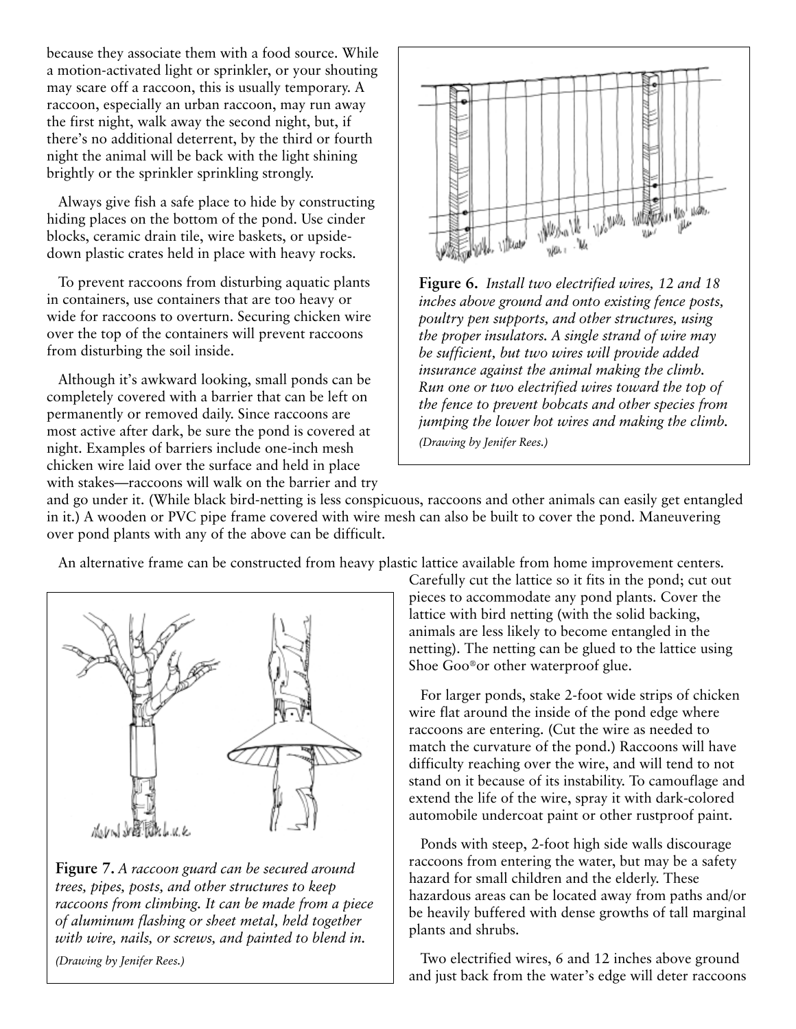because they associate them with a food source. While a motion-activated light or sprinkler, or your shouting may scare off a raccoon, this is usually temporary. A raccoon, especially an urban raccoon, may run away the first night, walk away the second night, but, if there's no additional deterrent, by the third or fourth night the animal will be back with the light shining brightly or the sprinkler sprinkling strongly.

Always give fish a safe place to hide by constructing hiding places on the bottom of the pond. Use cinder blocks, ceramic drain tile, wire baskets, or upside-down plastic crates held in place with heavy rocks.

To prevent raccoons from disturbing aquatic plants in containers, use containers that are too heavy or wide for raccoons to overturn. Securing chicken wire over the top of the containers will prevent raccoons from disturbing the soil inside.

Although it's awkward looking, small ponds can be completely covered with a barrier that can be left on permanently or removed daily. Since raccoons are most active after dark, be sure the pond is covered at night. Examples of barriers include one-inch mesh chicken wire laid over the surface and held in place with stakes—raccoons will walk on the barrier and try and go under it. (While black bird-netting is less conspicuous, raccoons and other animals can easily get entangled in it.) A wooden or PVC pipe frame covered with wire mesh can also be built to cover the pond. Maneuvering over pond plants with any of the above can be difficult.

**Figure 6.** *Install two electrified wires, 12 and 18 inches above ground and onto existing fence posts, poultry pen supports, and other structures, using the proper insulators. A single strand of wire may be sufficient, but two wires will provide added insurance against the animal making the climb. Run one or two electrified wires toward the top of the fence to prevent bobcats and other species from jumping the lower hot wires and making the climb.*

*(Drawing by Jenifer Rees.)*

An alternative frame can be constructed from heavy plastic lattice available from home improvement centers. Carefully cut the lattice so it fits in the pond; cut out pieces to accommodate any pond plants. Cover the lattice with bird netting (with the solid backing, animals are less likely to become entangled in the netting). The netting can be glued to the lattice using Shoe Goo® or other waterproof glue.

For larger ponds, stake 2-foot wide strips of chicken wire flat around the inside of the pond edge where raccoons are entering. (Cut the wire as needed to match the curvature of the pond.) Raccoons will have difficulty reaching over the wire, and will tend to not stand on it because of its instability. To camouflage and extend the life of the wire, spray it with dark-colored automobile undercoat paint or other rustproof paint.

Ponds with steep, 2-foot high side walls discourage raccoons from entering the water, but may be a safety hazard for small children and the elderly. These hazardous areas can be located away from paths and/or be heavily buffered with dense growths of tall marginal plants and shrubs.

**Figure 7.** *A raccoon guard can be secured around trees, pipes, posts, and other structures to keep raccoons from climbing. It can be made from a piece of aluminum flashing or sheet metal, held together with wire, nails, or screws, and painted to blend in.*

*(Drawing by Jenifer Rees.)*

Two electrified wires, 6 and 12 inches above ground and just back from the water's edge will deter raccoons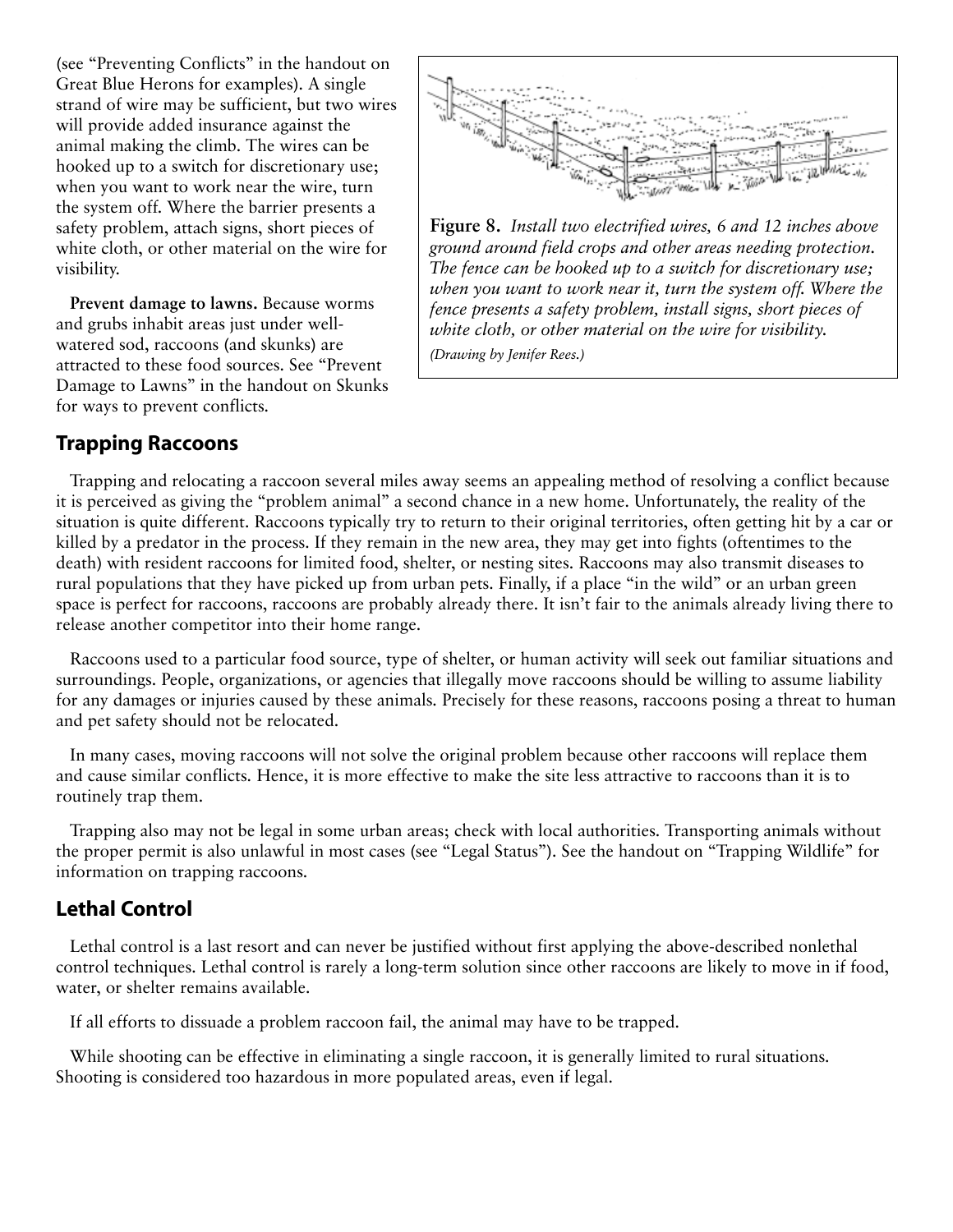(see "Preventing Conflicts" in the handout on Great Blue Herons for examples). A single strand of wire may be sufficient, but two wires will provide added insurance against the animal making the climb. The wires can be hooked up to a switch for discretionary use; when you want to work near the wire, turn the system off. Where the barrier presents a safety problem, attach signs, short pieces of white cloth, or other material on the wire for visibility.

**Prevent damage to lawns.** Because worms and grubs inhabit areas just under well-watered sod, raccoons (and skunks) are attracted to these food sources. See "Prevent Damage to Lawns" in the handout on Skunks for ways to prevent conflicts.

**Figure 8.** *Install two electrified wires, 6 and 12 inches above ground around field crops and other areas needing protection. The fence can be hooked up to a switch for discretionary use; when you want to work near it, turn the system off. Where the fence presents a safety problem, install signs, short pieces of white cloth, or other material on the wire for visibility.*

*(Drawing by Jenifer Rees.)*

## Trapping Raccoons

Trapping and relocating a raccoon several miles away seems an appealing method of resolving a conflict because it is perceived as giving the "problem animal" a second chance in a new home. Unfortunately, the reality of the situation is quite different. Raccoons typically try to return to their original territories, often getting hit by a car or killed by a predator in the process. If they remain in the new area, they may get into fights (oftentimes to the death) with resident raccoons for limited food, shelter, or nesting sites. Raccoons may also transmit diseases to rural populations that they have picked up from urban pets. Finally, if a place "in the wild" or an urban green space is perfect for raccoons, raccoons are probably already there. It isn't fair to the animals already living there to release another competitor into their home range.

Raccoons used to a particular food source, type of shelter, or human activity will seek out familiar situations and surroundings. People, organizations, or agencies that illegally move raccoons should be willing to assume liability for any damages or injuries caused by these animals. Precisely for these reasons, raccoons posing a threat to human and pet safety should not be relocated.

In many cases, moving raccoons will not solve the original problem because other raccoons will replace them and cause similar conflicts. Hence, it is more effective to make the site less attractive to raccoons than it is to routinely trap them.

Trapping also may not be legal in some urban areas; check with local authorities. Transporting animals without the proper permit is also unlawful in most cases (see "Legal Status"). See the handout on "Trapping Wildlife" for information on trapping raccoons.

## Lethal Control

Lethal control is a last resort and can never be justified without first applying the above-described nonlethal control techniques. Lethal control is rarely a long-term solution since other raccoons are likely to move in if food, water, or shelter remains available.

If all efforts to dissuade a problem raccoon fail, the animal may have to be trapped.

While shooting can be effective in eliminating a single raccoon, it is generally limited to rural situations. Shooting is considered too hazardous in more populated areas, even if legal.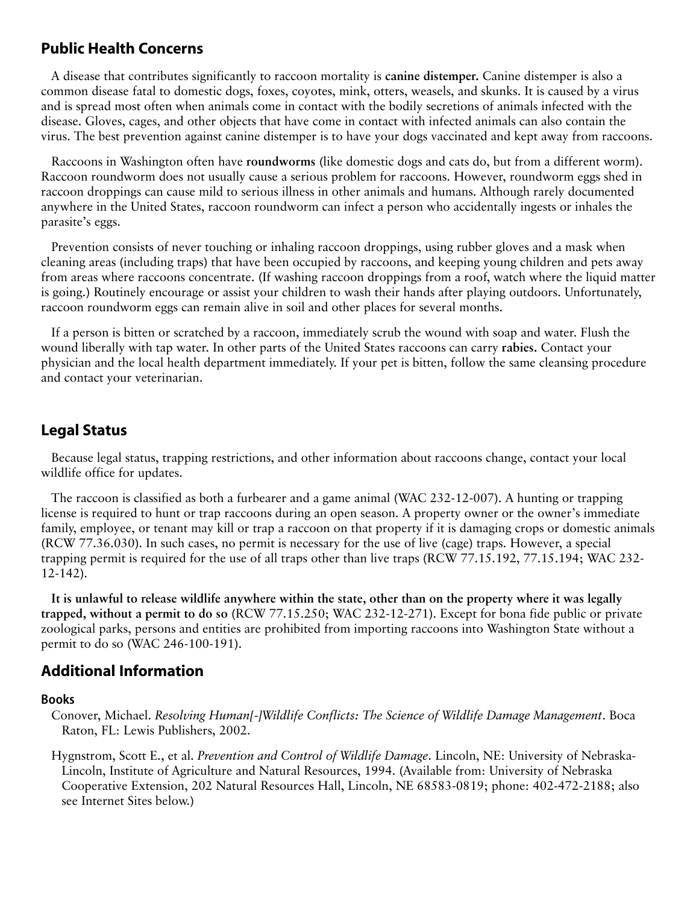## Public Health Concerns

A disease that contributes significantly to raccoon mortality is **canine distemper.** Canine distemper is also a common disease fatal to domestic dogs, foxes, coyotes, mink, otters, weasels, and skunks. It is caused by a virus and is spread most often when animals come in contact with the bodily secretions of animals infected with the disease. Gloves, cages, and other objects that have come in contact with infected animals can also contain the virus. The best prevention against canine distemper is to have your dogs vaccinated and kept away from raccoons.

Raccoons in Washington often have **roundworms** (like domestic dogs and cats do, but from a different worm). Raccoon roundworm does not usually cause a serious problem for raccoons. However, roundworm eggs shed in raccoon droppings can cause mild to serious illness in other animals and humans. Although rarely documented anywhere in the United States, raccoon roundworm can infect a person who accidentally ingests or inhales the parasite's eggs.

Prevention consists of never touching or inhaling raccoon droppings, using rubber gloves and a mask when cleaning areas (including traps) that have been occupied by raccoons, and keeping young children and pets away from areas where raccoons concentrate. (If washing raccoon droppings from a roof, watch where the liquid matter is going.) Routinely encourage or assist your children to wash their hands after playing outdoors. Unfortunately, raccoon roundworm eggs can remain alive in soil and other places for several months.

If a person is bitten or scratched by a raccoon, immediately scrub the wound with soap and water. Flush the wound liberally with tap water. In other parts of the United States raccoons can carry **rabies.** Contact your physician and the local health department immediately. If your pet is bitten, follow the same cleansing procedure and contact your veterinarian.

## Legal Status

Because legal status, trapping restrictions, and other information about raccoons change, contact your local wildlife office for updates.

The raccoon is classified as both a furbearer and a game animal (WAC 232-12-007). A hunting or trapping license is required to hunt or trap raccoons during an open season. A property owner or the owner's immediate family, employee, or tenant may kill or trap a raccoon on that property if it is damaging crops or domestic animals (RCW 77.36.030). In such cases, no permit is necessary for the use of live (cage) traps. However, a special trapping permit is required for the use of all traps other than live traps (RCW 77.15.192, 77.15.194; WAC 232-12-142).

**It is unlawful to release wildlife anywhere within the state, other than on the property where it was legally trapped, without a permit to do so** (RCW 77.15.250; WAC 232-12-271). Except for bona fide public or private zoological parks, persons and entities are prohibited from importing raccoons into Washington State without a permit to do so (WAC 246-100-191).

## Additional Information

### Books

Conover, Michael. *Resolving Human[-]Wildlife Conflicts: The Science of Wildlife Damage Management*. Boca Raton, FL: Lewis Publishers, 2002.

Hygnstrom, Scott E., et al. *Prevention and Control of Wildlife Damage*. Lincoln, NE: University of Nebraska-Lincoln, Institute of Agriculture and Natural Resources, 1994. (Available from: University of Nebraska Cooperative Extension, 202 Natural Resources Hall, Lincoln, NE 68583-0819; phone: 402-472-2188; also see Internet Sites below.)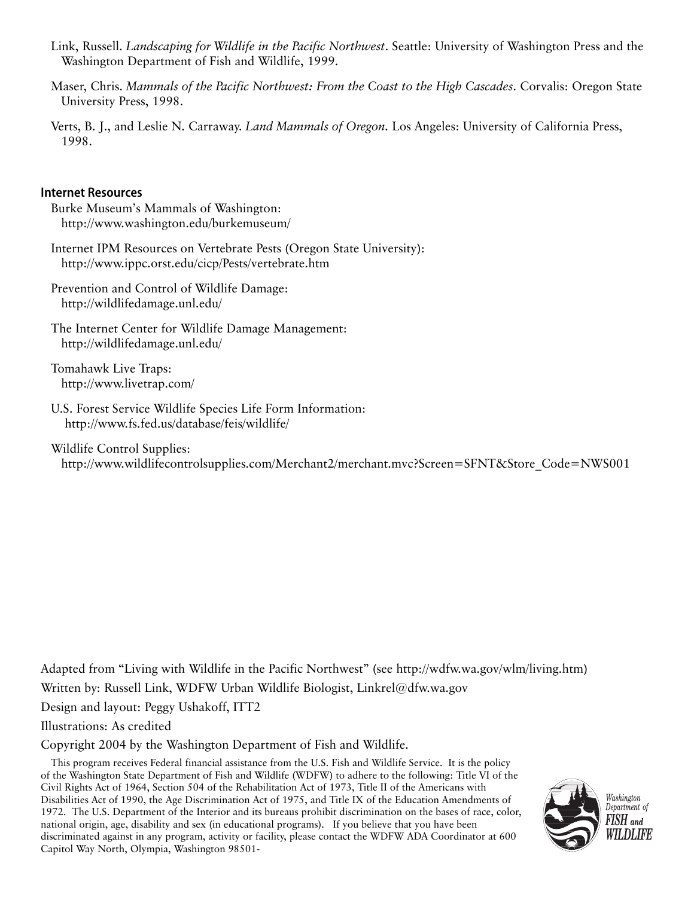Link, Russell. *Landscaping for Wildlife in the Pacific Northwest*. Seattle: University of Washington Press and the Washington Department of Fish and Wildlife, 1999.

Maser, Chris. *Mammals of the Pacific Northwest: From the Coast to the High Cascades*. Corvalis: Oregon State University Press, 1998.

Verts, B. J., and Leslie N. Carraway. *Land Mammals of Oregon.* Los Angeles: University of California Press, 1998.

### Internet Resources

Burke Museum's Mammals of Washington:
http://www.washington.edu/burkemuseum/

Internet IPM Resources on Vertebrate Pests (Oregon State University):
http://www.ippc.orst.edu/cicp/Pests/vertebrate.htm

Prevention and Control of Wildlife Damage:
http://wildlifedamage.unl.edu/

The Internet Center for Wildlife Damage Management:
http://wildlifedamage.unl.edu/

Tomahawk Live Traps:
http://www.livetrap.com/

U.S. Forest Service Wildlife Species Life Form Information:
http://www.fs.fed.us/database/feis/wildlife/

Wildlife Control Supplies:
http://www.wildlifecontrolsupplies.com/Merchant2/merchant.mvc?Screen=SFNT&Store_Code=NWS001

Adapted from "Living with Wildlife in the Pacific Northwest" (see http://wdfw.wa.gov/wlm/living.htm)

Written by: Russell Link, WDFW Urban Wildlife Biologist, Linkrel@dfw.wa.gov

Design and layout: Peggy Ushakoff, ITT2

Illustrations: As credited

Copyright 2004 by the Washington Department of Fish and Wildlife.

This program receives Federal financial assistance from the U.S. Fish and Wildlife Service. It is the policy of the Washington State Department of Fish and Wildlife (WDFW) to adhere to the following: Title VI of the Civil Rights Act of 1964, Section 504 of the Rehabilitation Act of 1973, Title II of the Americans with Disabilities Act of 1990, the Age Discrimination Act of 1975, and Title IX of the Education Amendments of 1972. The U.S. Department of the Interior and its bureaus prohibit discrimination on the bases of race, color, national origin, age, disability and sex (in educational programs). If you believe that you have been discriminated against in any program, activity or facility, please contact the WDFW ADA Coordinator at 600 Capitol Way North, Olympia, Washington 98501-

Washington Department of FISH and WILDLIFE